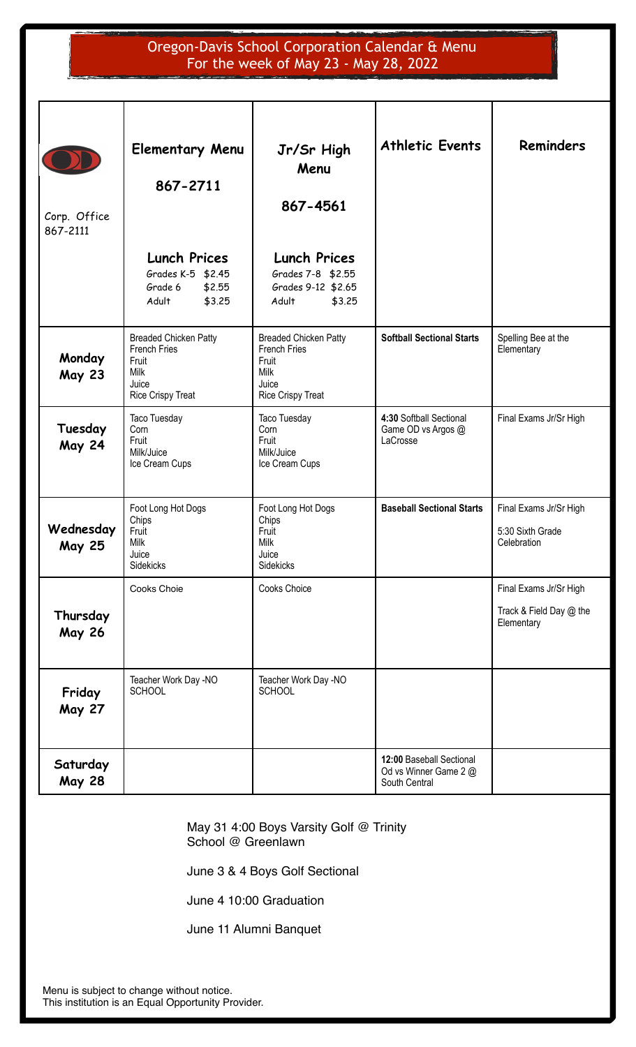# Oregon-Davis School Corporation Calendar & Menu
## For the week of May 23 - May 28, 2022

| Corp. Office 867-2111 | **Elementary Menu** **867-2711** **Lunch Prices** Grades K-5 $2.45 Grade 6 $2.55 Adult $3.25 | **Jr/Sr High Menu** **867-4561** **Lunch Prices** Grades 7-8 $2.55 Grades 9-12 $2.65 Adult $3.25 | **Athletic Events** | **Reminders** |
|---|---|---|---|---|
| **Monday May 23** | Breaded Chicken Patty<br>French Fries<br>Fruit<br>Milk<br>Juice<br>Rice Crispy Treat | Breaded Chicken Patty<br>French Fries<br>Fruit<br>Milk<br>Juice<br>Rice Crispy Treat | **Softball Sectional Starts** | Spelling Bee at the Elementary |
| **Tuesday May 24** | Taco Tuesday<br>Corn<br>Fruit<br>Milk/Juice<br>Ice Cream Cups | Taco Tuesday<br>Corn<br>Fruit<br>Milk/Juice<br>Ice Cream Cups | **4:30** Softball Sectional Game OD vs Argos @ LaCrosse | Final Exams Jr/Sr High |
| **Wednesday May 25** | Foot Long Hot Dogs<br>Chips<br>Fruit<br>Milk<br>Juice<br>Sidekicks | Foot Long Hot Dogs<br>Chips<br>Fruit<br>Milk<br>Juice<br>Sidekicks | **Baseball Sectional Starts** | Final Exams Jr/Sr High<br>5:30 Sixth Grade Celebration |
| **Thursday May 26** | Cooks Choie | Cooks Choice | | Final Exams Jr/Sr High<br>Track & Field Day @ the Elementary |
| **Friday May 27** | Teacher Work Day -NO SCHOOL | Teacher Work Day -NO SCHOOL | | |
| **Saturday May 28** | | | **12:00** Baseball Sectional Od vs Winner Game 2 @ South Central | |

May 31 4:00 Boys Varsity Golf @ Trinity School @ Greenlawn

June 3 & 4 Boys Golf Sectional

June 4 10:00 Graduation

June 11 Alumni Banquet

Menu is subject to change without notice.
This institution is an Equal Opportunity Provider.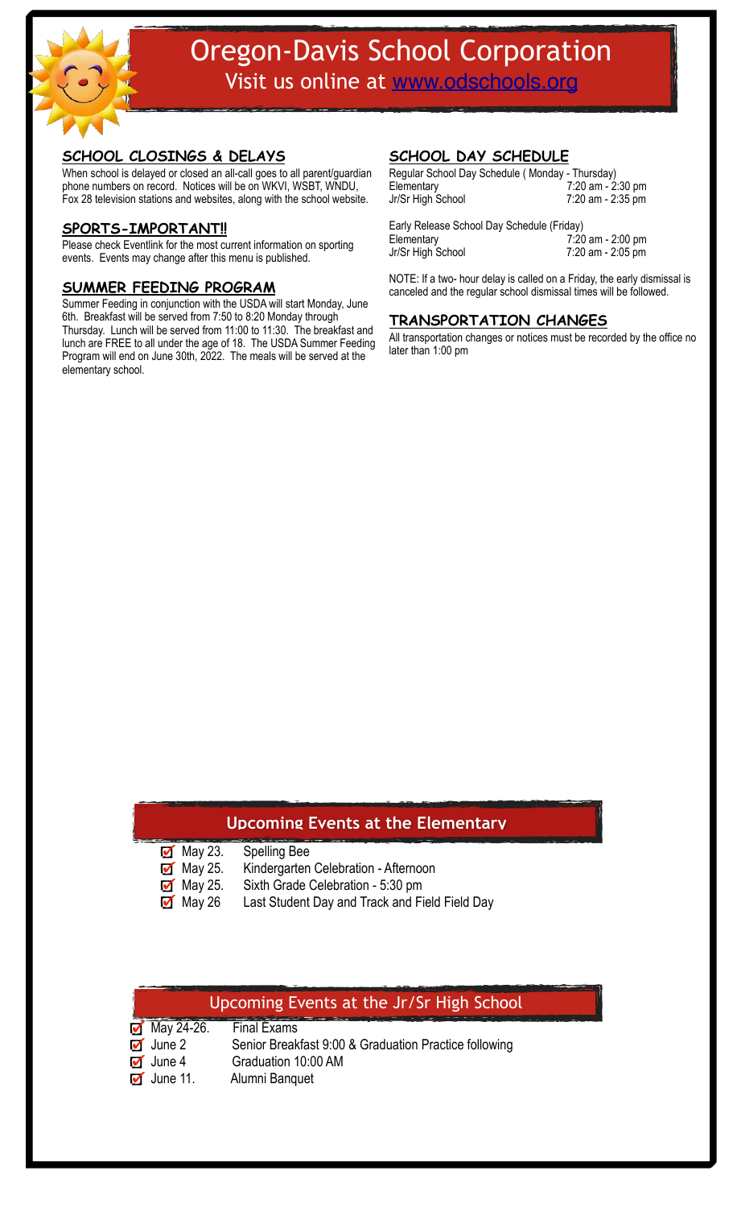# Oregon-Davis School Corporation

Visit us online at [www.odschools.org](http://www.odschools.org)

## SCHOOL CLOSINGS & DELAYS

When school is delayed or closed an all-call goes to all parent/guardian phone numbers on record. Notices will be on WKVI, WSBT, WNDU, Fox 28 television stations and websites, along with the school website.

## SPORTS-IMPORTANT!!

Please check Eventlink for the most current information on sporting events. Events may change after this menu is published.

## SUMMER FEEDING PROGRAM

Summer Feeding in conjunction with the USDA will start Monday, June 6th. Breakfast will be served from 7:50 to 8:20 Monday through Thursday. Lunch will be served from 11:00 to 11:30. The breakfast and lunch are FREE to all under the age of 18. The USDA Summer Feeding Program will end on June 30th, 2022. The meals will be served at the elementary school.

## SCHOOL DAY SCHEDULE

Regular School Day Schedule ( Monday - Thursday)

| | |
|---|---|
| Elementary | 7:20 am - 2:30 pm |
| Jr/Sr High School | 7:20 am - 2:35 pm |

Early Release School Day Schedule (Friday)

| | |
|---|---|
| Elementary | 7:20 am - 2:00 pm |
| Jr/Sr High School | 7:20 am - 2:05 pm |

NOTE: If a two- hour delay is called on a Friday, the early dismissal is canceled and the regular school dismissal times will be followed.

## TRANSPORTATION CHANGES

All transportation changes or notices must be recorded by the office no later than 1:00 pm

## Upcoming Events at the Elementary

- May 23. Spelling Bee
- May 25. Kindergarten Celebration - Afternoon
- May 25. Sixth Grade Celebration - 5:30 pm
- May 26 Last Student Day and Track and Field Field Day

## Upcoming Events at the Jr/Sr High School

- May 24-26. Final Exams
- June 2 Senior Breakfast 9:00 & Graduation Practice following
- June 4 Graduation 10:00 AM
- June 11. Alumni Banquet